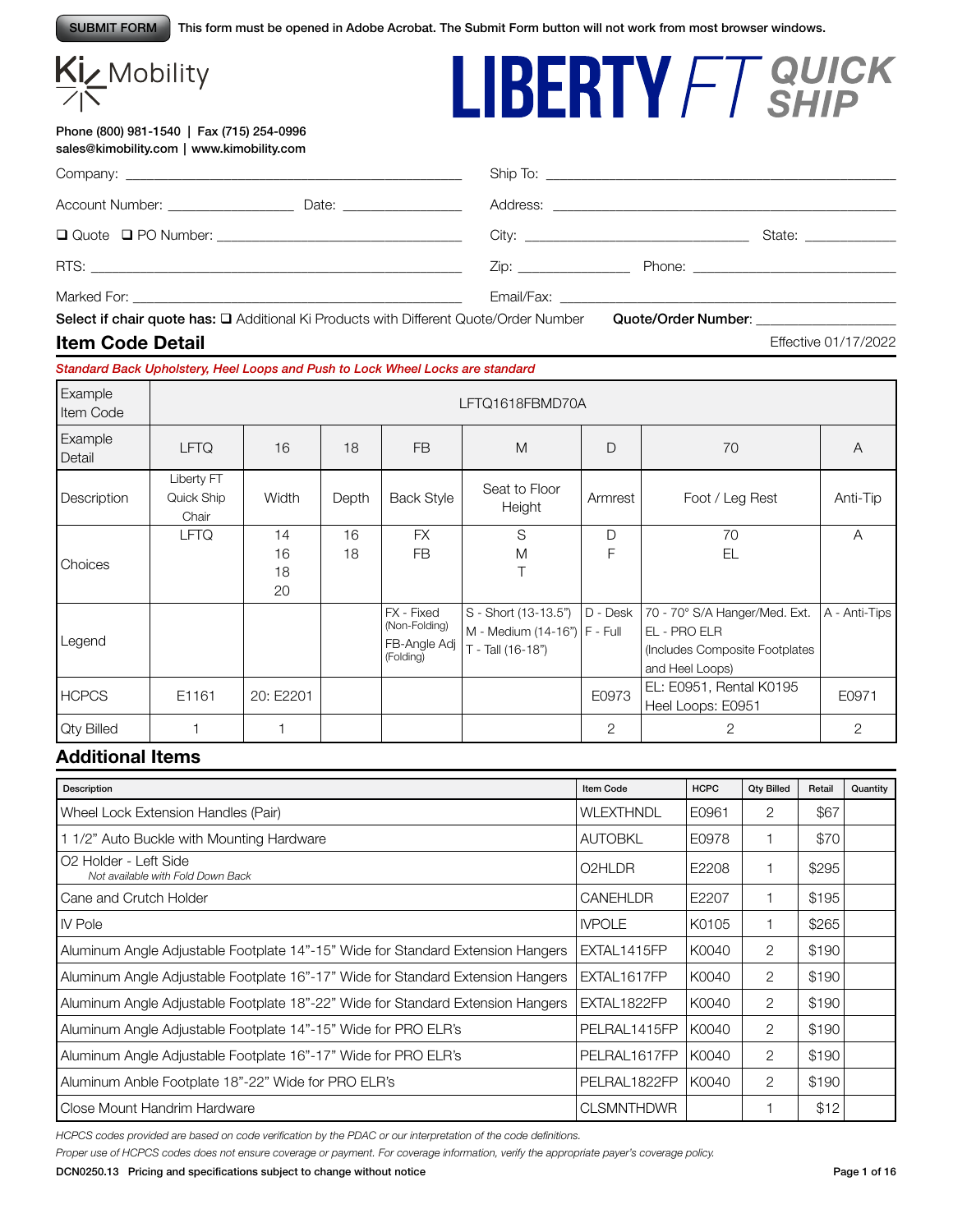SUBMIT FORM This form must be opened in Adobe Acrobat. The Submit Form button will not work from most browser windows.

# Ki Mobility

# LIBERTY FT QUICK SHIP

Phone (800) 981-1540 | Fax (715) 254-0996
sales@kimobility.com | www.kimobility.com

Company: ______________________

Account Number: ____________ Date: ____________

❑ Quote ❑ PO Number: ______________________

RTS: ______________________

Marked For: ______________________

Ship To: ______________________

Address: ______________________

City: ______________ State: ____________

Zip: ____________ Phone: ______________

Email/Fax: ______________________

**Select if chair quote has:** ❑ Additional Ki Products with Different Quote/Order Number **Quote/Order Number**: ______________

## Item Code Detail

Effective 01/17/2022

*Standard Back Upholstery, Heel Loops and Push to Lock Wheel Locks are standard*

| Example Item Code | LFTQ1618FBMD70A | | | | | | | |
|---|---|---|---|---|---|---|---|---|
| Example Detail | LFTQ | 16 | 18 | FB | M | D | 70 | A |
| Description | Liberty FT Quick Ship Chair | Width | Depth | Back Style | Seat to Floor Height | Armrest | Foot / Leg Rest | Anti-Tip |
| Choices | LFTQ | 14<br>16<br>18<br>20 | 16<br>18 | FX<br>FB | S<br>M<br>T | D<br>F | 70<br>EL | A |
| Legend | | | | FX - Fixed (Non-Folding)<br>FB-Angle Adj (Folding) | S - Short (13-13.5")<br>M - Medium (14-16")<br>T - Tall (16-18") | D - Desk<br>F - Full | 70 - 70° S/A Hanger/Med. Ext.<br>EL - PRO ELR (Includes Composite Footplates and Heel Loops) | A - Anti-Tips |
| HCPCS | E1161 | 20: E2201 | | | | E0973 | EL: E0951, Rental K0195<br>Heel Loops: E0951 | E0971 |
| Qty Billed | 1 | 1 | | | | 2 | 2 | 2 |

## Additional Items

| Description | Item Code | HCPC | Qty Billed | Retail | Quantity |
|---|---|---|---|---|---|
| Wheel Lock Extension Handles (Pair) | WLEXTHNDL | E0961 | 2 | $67 | |
| 1 1/2" Auto Buckle with Mounting Hardware | AUTOBKL | E0978 | 1 | $70 | |
| O2 Holder - Left Side<br>*Not available with Fold Down Back* | O2HLDR | E2208 | 1 | $295 | |
| Cane and Crutch Holder | CANEHLDR | E2207 | 1 | $195 | |
| IV Pole | IVPOLE | K0105 | 1 | $265 | |
| Aluminum Angle Adjustable Footplate 14"-15" Wide for Standard Extension Hangers | EXTAL1415FP | K0040 | 2 | $190 | |
| Aluminum Angle Adjustable Footplate 16"-17" Wide for Standard Extension Hangers | EXTAL1617FP | K0040 | 2 | $190 | |
| Aluminum Angle Adjustable Footplate 18"-22" Wide for Standard Extension Hangers | EXTAL1822FP | K0040 | 2 | $190 | |
| Aluminum Angle Adjustable Footplate 14"-15" Wide for PRO ELR's | PELRAL1415FP | K0040 | 2 | $190 | |
| Aluminum Angle Adjustable Footplate 16"-17" Wide for PRO ELR's | PELRAL1617FP | K0040 | 2 | $190 | |
| Aluminum Anble Footplate 18"-22" Wide for PRO ELR's | PELRAL1822FP | K0040 | 2 | $190 | |
| Close Mount Handrim Hardware | CLSMNTHDWR | | 1 | $12 | |

*HCPCS codes provided are based on code verification by the PDAC or our interpretation of the code definitions.*

*Proper use of HCPCS codes does not ensure coverage or payment. For coverage information, verify the appropriate payer's coverage policy.*

**DCN0250.13 Pricing and specifications subject to change without notice**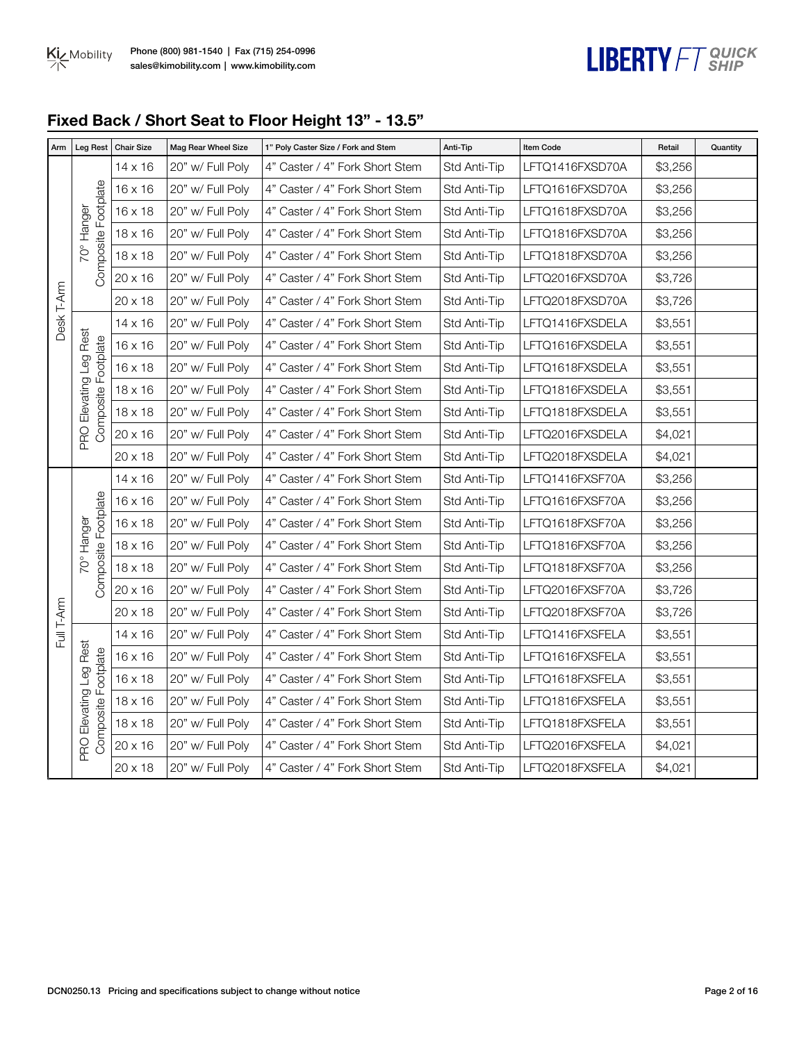## Fixed Back / Short Seat to Floor Height 13" - 13.5"

| Arm | Leg Rest | Chair Size | Mag Rear Wheel Size | 1" Poly Caster Size / Fork and Stem | Anti-Tip | Item Code | Retail | Quantity |
|---|---|---|---|---|---|---|---|---|
| Desk T-Arm | 70° Hanger Composite Footplate | 14 x 16 | 20" w/ Full Poly | 4" Caster / 4" Fork Short Stem | Std Anti-Tip | LFTQ1416FXSD70A | $3,256 | |
| | | 16 x 16 | 20" w/ Full Poly | 4" Caster / 4" Fork Short Stem | Std Anti-Tip | LFTQ1616FXSD70A | $3,256 | |
| | | 16 x 18 | 20" w/ Full Poly | 4" Caster / 4" Fork Short Stem | Std Anti-Tip | LFTQ1618FXSD70A | $3,256 | |
| | | 18 x 16 | 20" w/ Full Poly | 4" Caster / 4" Fork Short Stem | Std Anti-Tip | LFTQ1816FXSD70A | $3,256 | |
| | | 18 x 18 | 20" w/ Full Poly | 4" Caster / 4" Fork Short Stem | Std Anti-Tip | LFTQ1818FXSD70A | $3,256 | |
| | | 20 x 16 | 20" w/ Full Poly | 4" Caster / 4" Fork Short Stem | Std Anti-Tip | LFTQ2016FXSD70A | $3,726 | |
| | | 20 x 18 | 20" w/ Full Poly | 4" Caster / 4" Fork Short Stem | Std Anti-Tip | LFTQ2018FXSD70A | $3,726 | |
| | PRO Elevating Leg Rest Composite Footplate | 14 x 16 | 20" w/ Full Poly | 4" Caster / 4" Fork Short Stem | Std Anti-Tip | LFTQ1416FXSDELA | $3,551 | |
| | | 16 x 16 | 20" w/ Full Poly | 4" Caster / 4" Fork Short Stem | Std Anti-Tip | LFTQ1616FXSDELA | $3,551 | |
| | | 16 x 18 | 20" w/ Full Poly | 4" Caster / 4" Fork Short Stem | Std Anti-Tip | LFTQ1618FXSDELA | $3,551 | |
| | | 18 x 16 | 20" w/ Full Poly | 4" Caster / 4" Fork Short Stem | Std Anti-Tip | LFTQ1816FXSDELA | $3,551 | |
| | | 18 x 18 | 20" w/ Full Poly | 4" Caster / 4" Fork Short Stem | Std Anti-Tip | LFTQ1818FXSDELA | $3,551 | |
| | | 20 x 16 | 20" w/ Full Poly | 4" Caster / 4" Fork Short Stem | Std Anti-Tip | LFTQ2016FXSDELA | $4,021 | |
| | | 20 x 18 | 20" w/ Full Poly | 4" Caster / 4" Fork Short Stem | Std Anti-Tip | LFTQ2018FXSDELA | $4,021 | |
| Full T-Arm | 70° Hanger Composite Footplate | 14 x 16 | 20" w/ Full Poly | 4" Caster / 4" Fork Short Stem | Std Anti-Tip | LFTQ1416FXSF70A | $3,256 | |
| | | 16 x 16 | 20" w/ Full Poly | 4" Caster / 4" Fork Short Stem | Std Anti-Tip | LFTQ1616FXSF70A | $3,256 | |
| | | 16 x 18 | 20" w/ Full Poly | 4" Caster / 4" Fork Short Stem | Std Anti-Tip | LFTQ1618FXSF70A | $3,256 | |
| | | 18 x 16 | 20" w/ Full Poly | 4" Caster / 4" Fork Short Stem | Std Anti-Tip | LFTQ1816FXSF70A | $3,256 | |
| | | 18 x 18 | 20" w/ Full Poly | 4" Caster / 4" Fork Short Stem | Std Anti-Tip | LFTQ1818FXSF70A | $3,256 | |
| | | 20 x 16 | 20" w/ Full Poly | 4" Caster / 4" Fork Short Stem | Std Anti-Tip | LFTQ2016FXSF70A | $3,726 | |
| | | 20 x 18 | 20" w/ Full Poly | 4" Caster / 4" Fork Short Stem | Std Anti-Tip | LFTQ2018FXSF70A | $3,726 | |
| | PRO Elevating Leg Rest Composite Footplate | 14 x 16 | 20" w/ Full Poly | 4" Caster / 4" Fork Short Stem | Std Anti-Tip | LFTQ1416FXSFELA | $3,551 | |
| | | 16 x 16 | 20" w/ Full Poly | 4" Caster / 4" Fork Short Stem | Std Anti-Tip | LFTQ1616FXSFELA | $3,551 | |
| | | 16 x 18 | 20" w/ Full Poly | 4" Caster / 4" Fork Short Stem | Std Anti-Tip | LFTQ1618FXSFELA | $3,551 | |
| | | 18 x 16 | 20" w/ Full Poly | 4" Caster / 4" Fork Short Stem | Std Anti-Tip | LFTQ1816FXSFELA | $3,551 | |
| | | 18 x 18 | 20" w/ Full Poly | 4" Caster / 4" Fork Short Stem | Std Anti-Tip | LFTQ1818FXSFELA | $3,551 | |
| | | 20 x 16 | 20" w/ Full Poly | 4" Caster / 4" Fork Short Stem | Std Anti-Tip | LFTQ2016FXSFELA | $4,021 | |
| | | 20 x 18 | 20" w/ Full Poly | 4" Caster / 4" Fork Short Stem | Std Anti-Tip | LFTQ2018FXSFELA | $4,021 | |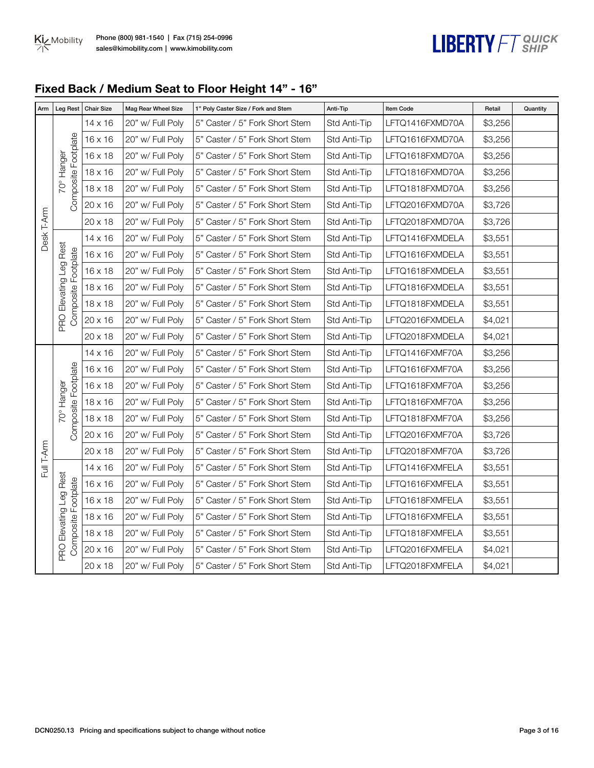## Fixed Back / Medium Seat to Floor Height 14" - 16"

| Arm | Leg Rest | Chair Size | Mag Rear Wheel Size | 1" Poly Caster Size / Fork and Stem | Anti-Tip | Item Code | Retail | Quantity |
|---|---|---|---|---|---|---|---|---|
| Desk T-Arm | 70° Hanger Composite Footplate | 14 x 16 | 20" w/ Full Poly | 5" Caster / 5" Fork Short Stem | Std Anti-Tip | LFTQ1416FXMD70A | $3,256 | |
| | | 16 x 16 | 20" w/ Full Poly | 5" Caster / 5" Fork Short Stem | Std Anti-Tip | LFTQ1616FXMD70A | $3,256 | |
| | | 16 x 18 | 20" w/ Full Poly | 5" Caster / 5" Fork Short Stem | Std Anti-Tip | LFTQ1618FXMD70A | $3,256 | |
| | | 18 x 16 | 20" w/ Full Poly | 5" Caster / 5" Fork Short Stem | Std Anti-Tip | LFTQ1816FXMD70A | $3,256 | |
| | | 18 x 18 | 20" w/ Full Poly | 5" Caster / 5" Fork Short Stem | Std Anti-Tip | LFTQ1818FXMD70A | $3,256 | |
| | | 20 x 16 | 20" w/ Full Poly | 5" Caster / 5" Fork Short Stem | Std Anti-Tip | LFTQ2016FXMD70A | $3,726 | |
| | | 20 x 18 | 20" w/ Full Poly | 5" Caster / 5" Fork Short Stem | Std Anti-Tip | LFTQ2018FXMD70A | $3,726 | |
| | PRO Elevating Leg Rest Composite Footplate | 14 x 16 | 20" w/ Full Poly | 5" Caster / 5" Fork Short Stem | Std Anti-Tip | LFTQ1416FXMDELA | $3,551 | |
| | | 16 x 16 | 20" w/ Full Poly | 5" Caster / 5" Fork Short Stem | Std Anti-Tip | LFTQ1616FXMDELA | $3,551 | |
| | | 16 x 18 | 20" w/ Full Poly | 5" Caster / 5" Fork Short Stem | Std Anti-Tip | LFTQ1618FXMDELA | $3,551 | |
| | | 18 x 16 | 20" w/ Full Poly | 5" Caster / 5" Fork Short Stem | Std Anti-Tip | LFTQ1816FXMDELA | $3,551 | |
| | | 18 x 18 | 20" w/ Full Poly | 5" Caster / 5" Fork Short Stem | Std Anti-Tip | LFTQ1818FXMDELA | $3,551 | |
| | | 20 x 16 | 20" w/ Full Poly | 5" Caster / 5" Fork Short Stem | Std Anti-Tip | LFTQ2016FXMDELA | $4,021 | |
| | | 20 x 18 | 20" w/ Full Poly | 5" Caster / 5" Fork Short Stem | Std Anti-Tip | LFTQ2018FXMDELA | $4,021 | |
| Full T-Arm | 70° Hanger Composite Footplate | 14 x 16 | 20" w/ Full Poly | 5" Caster / 5" Fork Short Stem | Std Anti-Tip | LFTQ1416FXMF70A | $3,256 | |
| | | 16 x 16 | 20" w/ Full Poly | 5" Caster / 5" Fork Short Stem | Std Anti-Tip | LFTQ1616FXMF70A | $3,256 | |
| | | 16 x 18 | 20" w/ Full Poly | 5" Caster / 5" Fork Short Stem | Std Anti-Tip | LFTQ1618FXMF70A | $3,256 | |
| | | 18 x 16 | 20" w/ Full Poly | 5" Caster / 5" Fork Short Stem | Std Anti-Tip | LFTQ1816FXMF70A | $3,256 | |
| | | 18 x 18 | 20" w/ Full Poly | 5" Caster / 5" Fork Short Stem | Std Anti-Tip | LFTQ1818FXMF70A | $3,256 | |
| | | 20 x 16 | 20" w/ Full Poly | 5" Caster / 5" Fork Short Stem | Std Anti-Tip | LFTQ2016FXMF70A | $3,726 | |
| | | 20 x 18 | 20" w/ Full Poly | 5" Caster / 5" Fork Short Stem | Std Anti-Tip | LFTQ2018FXMF70A | $3,726 | |
| | PRO Elevating Leg Rest Composite Footplate | 14 x 16 | 20" w/ Full Poly | 5" Caster / 5" Fork Short Stem | Std Anti-Tip | LFTQ1416FXMFELA | $3,551 | |
| | | 16 x 16 | 20" w/ Full Poly | 5" Caster / 5" Fork Short Stem | Std Anti-Tip | LFTQ1616FXMFELA | $3,551 | |
| | | 16 x 18 | 20" w/ Full Poly | 5" Caster / 5" Fork Short Stem | Std Anti-Tip | LFTQ1618FXMFELA | $3,551 | |
| | | 18 x 16 | 20" w/ Full Poly | 5" Caster / 5" Fork Short Stem | Std Anti-Tip | LFTQ1816FXMFELA | $3,551 | |
| | | 18 x 18 | 20" w/ Full Poly | 5" Caster / 5" Fork Short Stem | Std Anti-Tip | LFTQ1818FXMFELA | $3,551 | |
| | | 20 x 16 | 20" w/ Full Poly | 5" Caster / 5" Fork Short Stem | Std Anti-Tip | LFTQ2016FXMFELA | $4,021 | |
| | | 20 x 18 | 20" w/ Full Poly | 5" Caster / 5" Fork Short Stem | Std Anti-Tip | LFTQ2018FXMFELA | $4,021 | |

DCN0250.13 Pricing and specifications subject to change without notice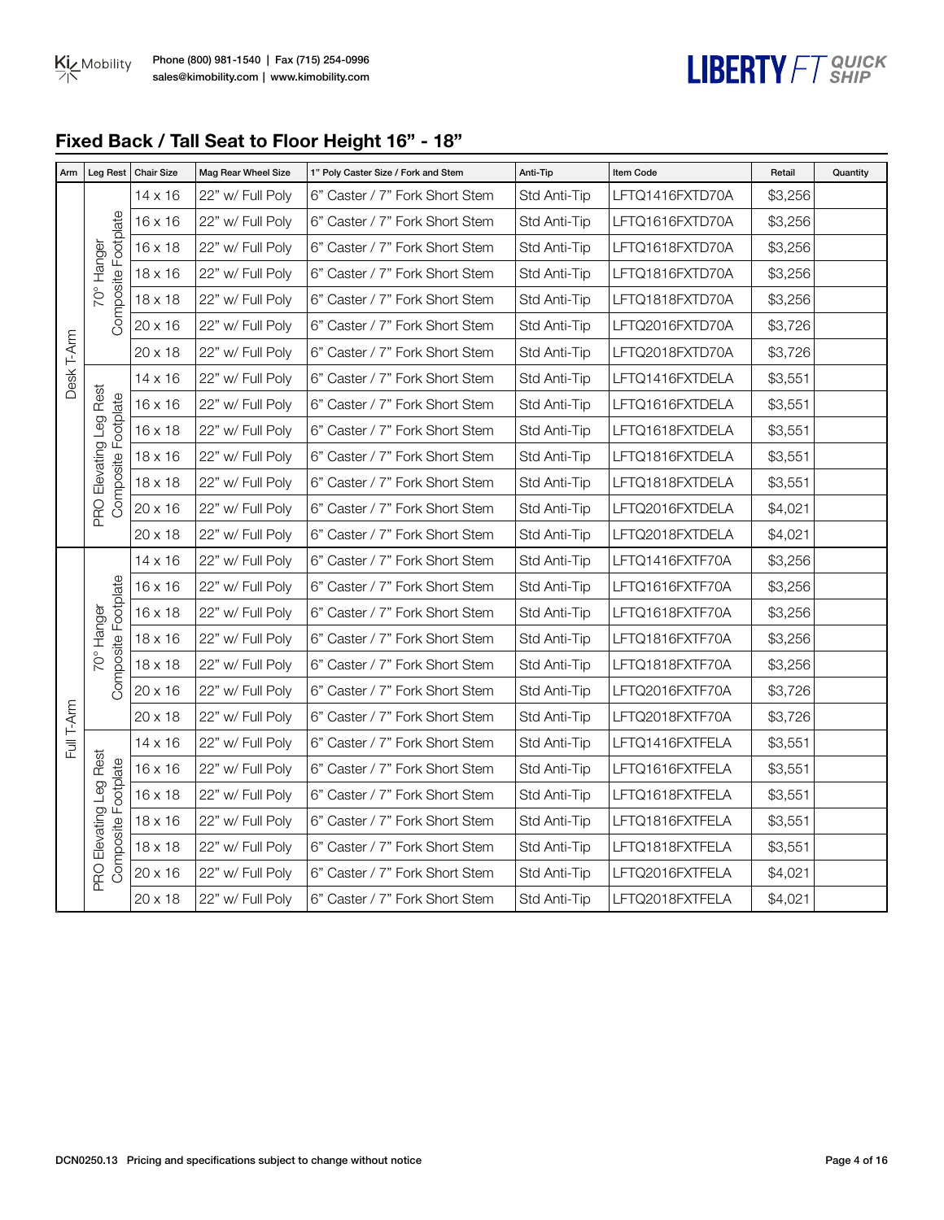## Fixed Back / Tall Seat to Floor Height 16" - 18"

| Arm | Leg Rest | Chair Size | Mag Rear Wheel Size | 1" Poly Caster Size / Fork and Stem | Anti-Tip | Item Code | Retail | Quantity |
|---|---|---|---|---|---|---|---|---|
| Desk T-Arm | 70° Hanger Composite Footplate | 14 x 16 | 22" w/ Full Poly | 6" Caster / 7" Fork Short Stem | Std Anti-Tip | LFTQ1416FXTD70A | $3,256 | |
| | | 16 x 16 | 22" w/ Full Poly | 6" Caster / 7" Fork Short Stem | Std Anti-Tip | LFTQ1616FXTD70A | $3,256 | |
| | | 16 x 18 | 22" w/ Full Poly | 6" Caster / 7" Fork Short Stem | Std Anti-Tip | LFTQ1618FXTD70A | $3,256 | |
| | | 18 x 16 | 22" w/ Full Poly | 6" Caster / 7" Fork Short Stem | Std Anti-Tip | LFTQ1816FXTD70A | $3,256 | |
| | | 18 x 18 | 22" w/ Full Poly | 6" Caster / 7" Fork Short Stem | Std Anti-Tip | LFTQ1818FXTD70A | $3,256 | |
| | | 20 x 16 | 22" w/ Full Poly | 6" Caster / 7" Fork Short Stem | Std Anti-Tip | LFTQ2016FXTD70A | $3,726 | |
| | | 20 x 18 | 22" w/ Full Poly | 6" Caster / 7" Fork Short Stem | Std Anti-Tip | LFTQ2018FXTD70A | $3,726 | |
| | PRO Elevating Leg Rest Composite Footplate | 14 x 16 | 22" w/ Full Poly | 6" Caster / 7" Fork Short Stem | Std Anti-Tip | LFTQ1416FXTDELA | $3,551 | |
| | | 16 x 16 | 22" w/ Full Poly | 6" Caster / 7" Fork Short Stem | Std Anti-Tip | LFTQ1616FXTDELA | $3,551 | |
| | | 16 x 18 | 22" w/ Full Poly | 6" Caster / 7" Fork Short Stem | Std Anti-Tip | LFTQ1618FXTDELA | $3,551 | |
| | | 18 x 16 | 22" w/ Full Poly | 6" Caster / 7" Fork Short Stem | Std Anti-Tip | LFTQ1816FXTDELA | $3,551 | |
| | | 18 x 18 | 22" w/ Full Poly | 6" Caster / 7" Fork Short Stem | Std Anti-Tip | LFTQ1818FXTDELA | $3,551 | |
| | | 20 x 16 | 22" w/ Full Poly | 6" Caster / 7" Fork Short Stem | Std Anti-Tip | LFTQ2016FXTDELA | $4,021 | |
| | | 20 x 18 | 22" w/ Full Poly | 6" Caster / 7" Fork Short Stem | Std Anti-Tip | LFTQ2018FXTDELA | $4,021 | |
| Full T-Arm | 70° Hanger Composite Footplate | 14 x 16 | 22" w/ Full Poly | 6" Caster / 7" Fork Short Stem | Std Anti-Tip | LFTQ1416FXTF70A | $3,256 | |
| | | 16 x 16 | 22" w/ Full Poly | 6" Caster / 7" Fork Short Stem | Std Anti-Tip | LFTQ1616FXTF70A | $3,256 | |
| | | 16 x 18 | 22" w/ Full Poly | 6" Caster / 7" Fork Short Stem | Std Anti-Tip | LFTQ1618FXTF70A | $3,256 | |
| | | 18 x 16 | 22" w/ Full Poly | 6" Caster / 7" Fork Short Stem | Std Anti-Tip | LFTQ1816FXTF70A | $3,256 | |
| | | 18 x 18 | 22" w/ Full Poly | 6" Caster / 7" Fork Short Stem | Std Anti-Tip | LFTQ1818FXTF70A | $3,256 | |
| | | 20 x 16 | 22" w/ Full Poly | 6" Caster / 7" Fork Short Stem | Std Anti-Tip | LFTQ2016FXTF70A | $3,726 | |
| | | 20 x 18 | 22" w/ Full Poly | 6" Caster / 7" Fork Short Stem | Std Anti-Tip | LFTQ2018FXTF70A | $3,726 | |
| | PRO Elevating Leg Rest Composite Footplate | 14 x 16 | 22" w/ Full Poly | 6" Caster / 7" Fork Short Stem | Std Anti-Tip | LFTQ1416FXTFELA | $3,551 | |
| | | 16 x 16 | 22" w/ Full Poly | 6" Caster / 7" Fork Short Stem | Std Anti-Tip | LFTQ1616FXTFELA | $3,551 | |
| | | 16 x 18 | 22" w/ Full Poly | 6" Caster / 7" Fork Short Stem | Std Anti-Tip | LFTQ1618FXTFELA | $3,551 | |
| | | 18 x 16 | 22" w/ Full Poly | 6" Caster / 7" Fork Short Stem | Std Anti-Tip | LFTQ1816FXTFELA | $3,551 | |
| | | 18 x 18 | 22" w/ Full Poly | 6" Caster / 7" Fork Short Stem | Std Anti-Tip | LFTQ1818FXTFELA | $3,551 | |
| | | 20 x 16 | 22" w/ Full Poly | 6" Caster / 7" Fork Short Stem | Std Anti-Tip | LFTQ2016FXTFELA | $4,021 | |
| | | 20 x 18 | 22" w/ Full Poly | 6" Caster / 7" Fork Short Stem | Std Anti-Tip | LFTQ2018FXTFELA | $4,021 | |

DCN0250.13 Pricing and specifications subject to change without notice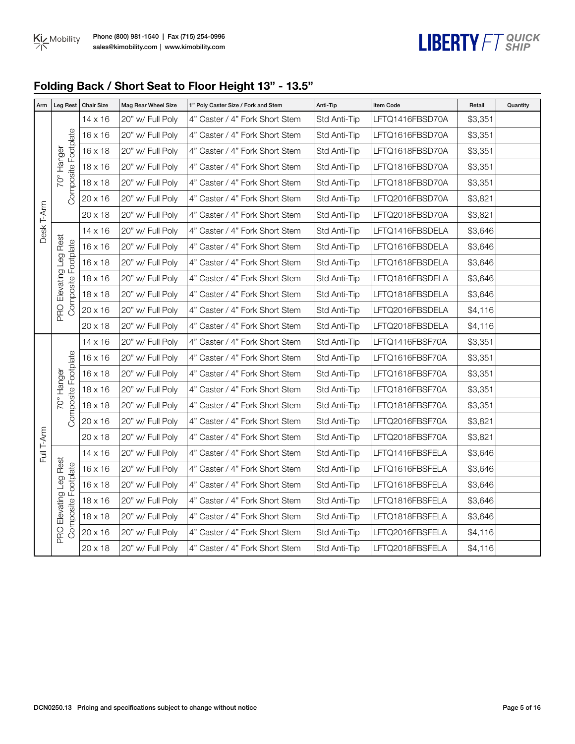## Folding Back / Short Seat to Floor Height 13" - 13.5"

| Arm | Leg Rest | Chair Size | Mag Rear Wheel Size | 1" Poly Caster Size / Fork and Stem | Anti-Tip | Item Code | Retail | Quantity |
|---|---|---|---|---|---|---|---|---|
| Desk T-Arm | 70° Hanger Composite Footplate | 14 x 16 | 20" w/ Full Poly | 4" Caster / 4" Fork Short Stem | Std Anti-Tip | LFTQ1416FBSD70A | $3,351 | |
| | | 16 x 16 | 20" w/ Full Poly | 4" Caster / 4" Fork Short Stem | Std Anti-Tip | LFTQ1616FBSD70A | $3,351 | |
| | | 16 x 18 | 20" w/ Full Poly | 4" Caster / 4" Fork Short Stem | Std Anti-Tip | LFTQ1618FBSD70A | $3,351 | |
| | | 18 x 16 | 20" w/ Full Poly | 4" Caster / 4" Fork Short Stem | Std Anti-Tip | LFTQ1816FBSD70A | $3,351 | |
| | | 18 x 18 | 20" w/ Full Poly | 4" Caster / 4" Fork Short Stem | Std Anti-Tip | LFTQ1818FBSD70A | $3,351 | |
| | | 20 x 16 | 20" w/ Full Poly | 4" Caster / 4" Fork Short Stem | Std Anti-Tip | LFTQ2016FBSD70A | $3,821 | |
| | | 20 x 18 | 20" w/ Full Poly | 4" Caster / 4" Fork Short Stem | Std Anti-Tip | LFTQ2018FBSD70A | $3,821 | |
| | PRO Elevating Leg Rest Composite Footplate | 14 x 16 | 20" w/ Full Poly | 4" Caster / 4" Fork Short Stem | Std Anti-Tip | LFTQ1416FBSDELA | $3,646 | |
| | | 16 x 16 | 20" w/ Full Poly | 4" Caster / 4" Fork Short Stem | Std Anti-Tip | LFTQ1616FBSDELA | $3,646 | |
| | | 16 x 18 | 20" w/ Full Poly | 4" Caster / 4" Fork Short Stem | Std Anti-Tip | LFTQ1618FBSDELA | $3,646 | |
| | | 18 x 16 | 20" w/ Full Poly | 4" Caster / 4" Fork Short Stem | Std Anti-Tip | LFTQ1816FBSDELA | $3,646 | |
| | | 18 x 18 | 20" w/ Full Poly | 4" Caster / 4" Fork Short Stem | Std Anti-Tip | LFTQ1818FBSDELA | $3,646 | |
| | | 20 x 16 | 20" w/ Full Poly | 4" Caster / 4" Fork Short Stem | Std Anti-Tip | LFTQ2016FBSDELA | $4,116 | |
| | | 20 x 18 | 20" w/ Full Poly | 4" Caster / 4" Fork Short Stem | Std Anti-Tip | LFTQ2018FBSDELA | $4,116 | |
| Full T-Arm | 70° Hanger Composite Footplate | 14 x 16 | 20" w/ Full Poly | 4" Caster / 4" Fork Short Stem | Std Anti-Tip | LFTQ1416FBSF70A | $3,351 | |
| | | 16 x 16 | 20" w/ Full Poly | 4" Caster / 4" Fork Short Stem | Std Anti-Tip | LFTQ1616FBSF70A | $3,351 | |
| | | 16 x 18 | 20" w/ Full Poly | 4" Caster / 4" Fork Short Stem | Std Anti-Tip | LFTQ1618FBSF70A | $3,351 | |
| | | 18 x 16 | 20" w/ Full Poly | 4" Caster / 4" Fork Short Stem | Std Anti-Tip | LFTQ1816FBSF70A | $3,351 | |
| | | 18 x 18 | 20" w/ Full Poly | 4" Caster / 4" Fork Short Stem | Std Anti-Tip | LFTQ1818FBSF70A | $3,351 | |
| | | 20 x 16 | 20" w/ Full Poly | 4" Caster / 4" Fork Short Stem | Std Anti-Tip | LFTQ2016FBSF70A | $3,821 | |
| | | 20 x 18 | 20" w/ Full Poly | 4" Caster / 4" Fork Short Stem | Std Anti-Tip | LFTQ2018FBSF70A | $3,821 | |
| | PRO Elevating Leg Rest Composite Footplate | 14 x 16 | 20" w/ Full Poly | 4" Caster / 4" Fork Short Stem | Std Anti-Tip | LFTQ1416FBSFELA | $3,646 | |
| | | 16 x 16 | 20" w/ Full Poly | 4" Caster / 4" Fork Short Stem | Std Anti-Tip | LFTQ1616FBSFELA | $3,646 | |
| | | 16 x 18 | 20" w/ Full Poly | 4" Caster / 4" Fork Short Stem | Std Anti-Tip | LFTQ1618FBSFELA | $3,646 | |
| | | 18 x 16 | 20" w/ Full Poly | 4" Caster / 4" Fork Short Stem | Std Anti-Tip | LFTQ1816FBSFELA | $3,646 | |
| | | 18 x 18 | 20" w/ Full Poly | 4" Caster / 4" Fork Short Stem | Std Anti-Tip | LFTQ1818FBSFELA | $3,646 | |
| | | 20 x 16 | 20" w/ Full Poly | 4" Caster / 4" Fork Short Stem | Std Anti-Tip | LFTQ2016FBSFELA | $4,116 | |
| | | 20 x 18 | 20" w/ Full Poly | 4" Caster / 4" Fork Short Stem | Std Anti-Tip | LFTQ2018FBSFELA | $4,116 | |

DCN0250.13 Pricing and specifications subject to change without notice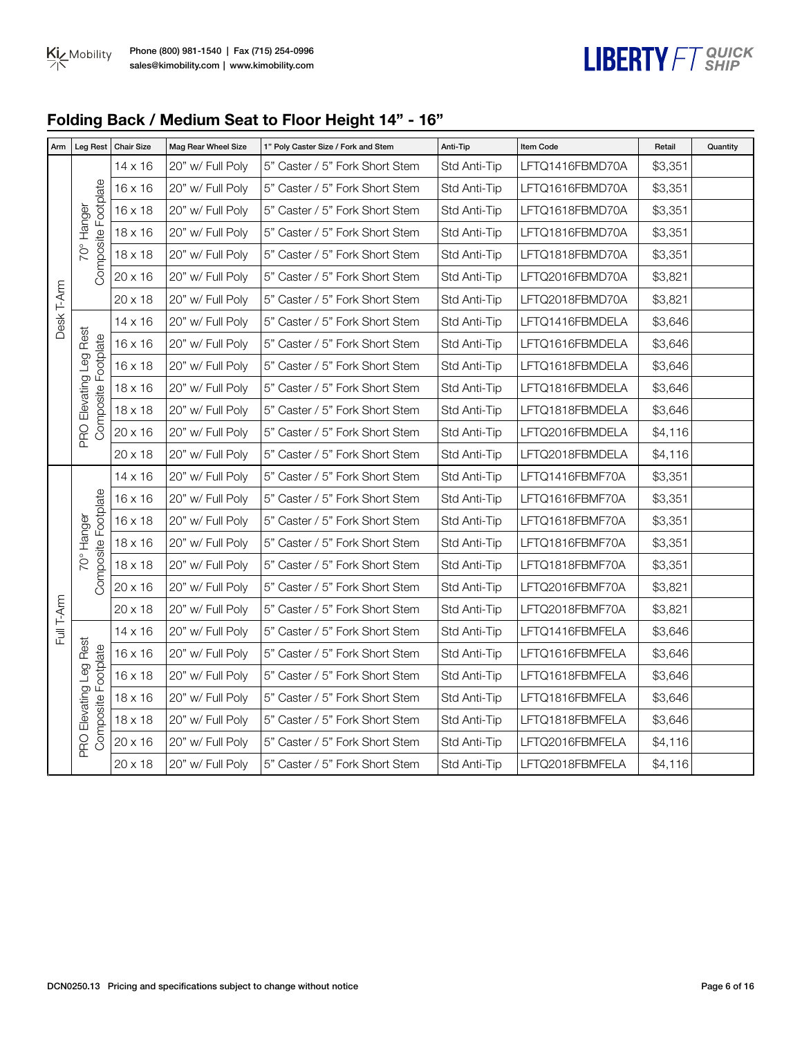## Folding Back / Medium Seat to Floor Height 14" - 16"

| Arm | Leg Rest | Chair Size | Mag Rear Wheel Size | 1" Poly Caster Size / Fork and Stem | Anti-Tip | Item Code | Retail | Quantity |
|---|---|---|---|---|---|---|---|---|
| Desk T-Arm | 70° Hanger Composite Footplate | 14 x 16 | 20" w/ Full Poly | 5" Caster / 5" Fork Short Stem | Std Anti-Tip | LFTQ1416FBMD70A | $3,351 | |
| | | 16 x 16 | 20" w/ Full Poly | 5" Caster / 5" Fork Short Stem | Std Anti-Tip | LFTQ1616FBMD70A | $3,351 | |
| | | 16 x 18 | 20" w/ Full Poly | 5" Caster / 5" Fork Short Stem | Std Anti-Tip | LFTQ1618FBMD70A | $3,351 | |
| | | 18 x 16 | 20" w/ Full Poly | 5" Caster / 5" Fork Short Stem | Std Anti-Tip | LFTQ1816FBMD70A | $3,351 | |
| | | 18 x 18 | 20" w/ Full Poly | 5" Caster / 5" Fork Short Stem | Std Anti-Tip | LFTQ1818FBMD70A | $3,351 | |
| | | 20 x 16 | 20" w/ Full Poly | 5" Caster / 5" Fork Short Stem | Std Anti-Tip | LFTQ2016FBMD70A | $3,821 | |
| | | 20 x 18 | 20" w/ Full Poly | 5" Caster / 5" Fork Short Stem | Std Anti-Tip | LFTQ2018FBMD70A | $3,821 | |
| | PRO Elevating Leg Rest Composite Footplate | 14 x 16 | 20" w/ Full Poly | 5" Caster / 5" Fork Short Stem | Std Anti-Tip | LFTQ1416FBMDELA | $3,646 | |
| | | 16 x 16 | 20" w/ Full Poly | 5" Caster / 5" Fork Short Stem | Std Anti-Tip | LFTQ1616FBMDELA | $3,646 | |
| | | 16 x 18 | 20" w/ Full Poly | 5" Caster / 5" Fork Short Stem | Std Anti-Tip | LFTQ1618FBMDELA | $3,646 | |
| | | 18 x 16 | 20" w/ Full Poly | 5" Caster / 5" Fork Short Stem | Std Anti-Tip | LFTQ1816FBMDELA | $3,646 | |
| | | 18 x 18 | 20" w/ Full Poly | 5" Caster / 5" Fork Short Stem | Std Anti-Tip | LFTQ1818FBMDELA | $3,646 | |
| | | 20 x 16 | 20" w/ Full Poly | 5" Caster / 5" Fork Short Stem | Std Anti-Tip | LFTQ2016FBMDELA | $4,116 | |
| | | 20 x 18 | 20" w/ Full Poly | 5" Caster / 5" Fork Short Stem | Std Anti-Tip | LFTQ2018FBMDELA | $4,116 | |
| Full T-Arm | 70° Hanger Composite Footplate | 14 x 16 | 20" w/ Full Poly | 5" Caster / 5" Fork Short Stem | Std Anti-Tip | LFTQ1416FBMF70A | $3,351 | |
| | | 16 x 16 | 20" w/ Full Poly | 5" Caster / 5" Fork Short Stem | Std Anti-Tip | LFTQ1616FBMF70A | $3,351 | |
| | | 16 x 18 | 20" w/ Full Poly | 5" Caster / 5" Fork Short Stem | Std Anti-Tip | LFTQ1618FBMF70A | $3,351 | |
| | | 18 x 16 | 20" w/ Full Poly | 5" Caster / 5" Fork Short Stem | Std Anti-Tip | LFTQ1816FBMF70A | $3,351 | |
| | | 18 x 18 | 20" w/ Full Poly | 5" Caster / 5" Fork Short Stem | Std Anti-Tip | LFTQ1818FBMF70A | $3,351 | |
| | | 20 x 16 | 20" w/ Full Poly | 5" Caster / 5" Fork Short Stem | Std Anti-Tip | LFTQ2016FBMF70A | $3,821 | |
| | | 20 x 18 | 20" w/ Full Poly | 5" Caster / 5" Fork Short Stem | Std Anti-Tip | LFTQ2018FBMF70A | $3,821 | |
| | PRO Elevating Leg Rest Composite Footplate | 14 x 16 | 20" w/ Full Poly | 5" Caster / 5" Fork Short Stem | Std Anti-Tip | LFTQ1416FBMFELA | $3,646 | |
| | | 16 x 16 | 20" w/ Full Poly | 5" Caster / 5" Fork Short Stem | Std Anti-Tip | LFTQ1616FBMFELA | $3,646 | |
| | | 16 x 18 | 20" w/ Full Poly | 5" Caster / 5" Fork Short Stem | Std Anti-Tip | LFTQ1618FBMFELA | $3,646 | |
| | | 18 x 16 | 20" w/ Full Poly | 5" Caster / 5" Fork Short Stem | Std Anti-Tip | LFTQ1816FBMFELA | $3,646 | |
| | | 18 x 18 | 20" w/ Full Poly | 5" Caster / 5" Fork Short Stem | Std Anti-Tip | LFTQ1818FBMFELA | $3,646 | |
| | | 20 x 16 | 20" w/ Full Poly | 5" Caster / 5" Fork Short Stem | Std Anti-Tip | LFTQ2016FBMFELA | $4,116 | |
| | | 20 x 18 | 20" w/ Full Poly | 5" Caster / 5" Fork Short Stem | Std Anti-Tip | LFTQ2018FBMFELA | $4,116 | |

DCN0250.13 Pricing and specifications subject to change without notice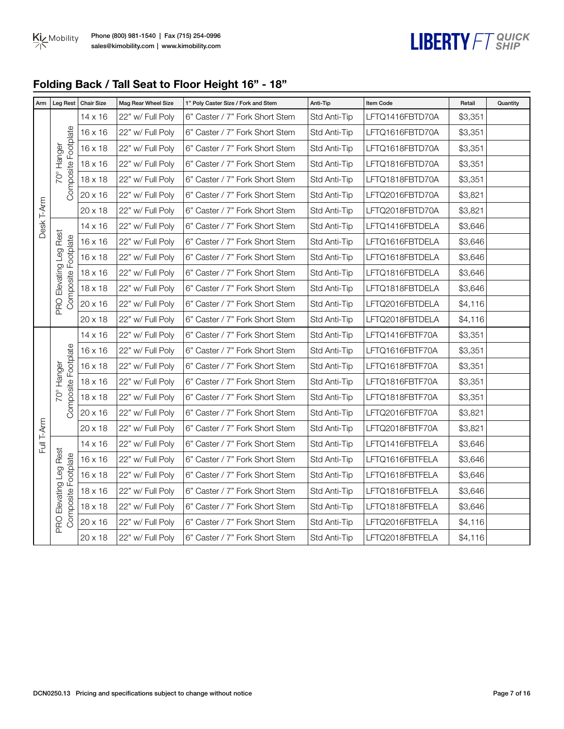## Folding Back / Tall Seat to Floor Height 16” - 18”

| Arm | Leg Rest | Chair Size | Mag Rear Wheel Size | 1” Poly Caster Size / Fork and Stem | Anti-Tip | Item Code | Retail | Quantity |
|---|---|---|---|---|---|---|---|---|
| Desk T-Arm | 70° Hanger Composite Footplate | 14 x 16 | 22” w/ Full Poly | 6” Caster / 7” Fork Short Stem | Std Anti-Tip | LFTQ1416FBTD70A | $3,351 | |
| | | 16 x 16 | 22” w/ Full Poly | 6” Caster / 7” Fork Short Stem | Std Anti-Tip | LFTQ1616FBTD70A | $3,351 | |
| | | 16 x 18 | 22” w/ Full Poly | 6” Caster / 7” Fork Short Stem | Std Anti-Tip | LFTQ1618FBTD70A | $3,351 | |
| | | 18 x 16 | 22” w/ Full Poly | 6” Caster / 7” Fork Short Stem | Std Anti-Tip | LFTQ1816FBTD70A | $3,351 | |
| | | 18 x 18 | 22” w/ Full Poly | 6” Caster / 7” Fork Short Stem | Std Anti-Tip | LFTQ1818FBTD70A | $3,351 | |
| | | 20 x 16 | 22” w/ Full Poly | 6” Caster / 7” Fork Short Stem | Std Anti-Tip | LFTQ2016FBTD70A | $3,821 | |
| | | 20 x 18 | 22” w/ Full Poly | 6” Caster / 7” Fork Short Stem | Std Anti-Tip | LFTQ2018FBTD70A | $3,821 | |
| | PRO Elevating Leg Rest Composite Footplate | 14 x 16 | 22” w/ Full Poly | 6” Caster / 7” Fork Short Stem | Std Anti-Tip | LFTQ1416FBTDELA | $3,646 | |
| | | 16 x 16 | 22” w/ Full Poly | 6” Caster / 7” Fork Short Stem | Std Anti-Tip | LFTQ1616FBTDELA | $3,646 | |
| | | 16 x 18 | 22” w/ Full Poly | 6” Caster / 7” Fork Short Stem | Std Anti-Tip | LFTQ1618FBTDELA | $3,646 | |
| | | 18 x 16 | 22” w/ Full Poly | 6” Caster / 7” Fork Short Stem | Std Anti-Tip | LFTQ1816FBTDELA | $3,646 | |
| | | 18 x 18 | 22” w/ Full Poly | 6” Caster / 7” Fork Short Stem | Std Anti-Tip | LFTQ1818FBTDELA | $3,646 | |
| | | 20 x 16 | 22” w/ Full Poly | 6” Caster / 7” Fork Short Stem | Std Anti-Tip | LFTQ2016FBTDELA | $4,116 | |
| | | 20 x 18 | 22” w/ Full Poly | 6” Caster / 7” Fork Short Stem | Std Anti-Tip | LFTQ2018FBTDELA | $4,116 | |
| Full T-Arm | 70° Hanger Composite Footplate | 14 x 16 | 22” w/ Full Poly | 6” Caster / 7” Fork Short Stem | Std Anti-Tip | LFTQ1416FBTF70A | $3,351 | |
| | | 16 x 16 | 22” w/ Full Poly | 6” Caster / 7” Fork Short Stem | Std Anti-Tip | LFTQ1616FBTF70A | $3,351 | |
| | | 16 x 18 | 22” w/ Full Poly | 6” Caster / 7” Fork Short Stem | Std Anti-Tip | LFTQ1618FBTF70A | $3,351 | |
| | | 18 x 16 | 22” w/ Full Poly | 6” Caster / 7” Fork Short Stem | Std Anti-Tip | LFTQ1816FBTF70A | $3,351 | |
| | | 18 x 18 | 22” w/ Full Poly | 6” Caster / 7” Fork Short Stem | Std Anti-Tip | LFTQ1818FBTF70A | $3,351 | |
| | | 20 x 16 | 22” w/ Full Poly | 6” Caster / 7” Fork Short Stem | Std Anti-Tip | LFTQ2016FBTF70A | $3,821 | |
| | | 20 x 18 | 22” w/ Full Poly | 6” Caster / 7” Fork Short Stem | Std Anti-Tip | LFTQ2018FBTF70A | $3,821 | |
| | PRO Elevating Leg Rest Composite Footplate | 14 x 16 | 22” w/ Full Poly | 6” Caster / 7” Fork Short Stem | Std Anti-Tip | LFTQ1416FBTFELA | $3,646 | |
| | | 16 x 16 | 22” w/ Full Poly | 6” Caster / 7” Fork Short Stem | Std Anti-Tip | LFTQ1616FBTFELA | $3,646 | |
| | | 16 x 18 | 22” w/ Full Poly | 6” Caster / 7” Fork Short Stem | Std Anti-Tip | LFTQ1618FBTFELA | $3,646 | |
| | | 18 x 16 | 22” w/ Full Poly | 6” Caster / 7” Fork Short Stem | Std Anti-Tip | LFTQ1816FBTFELA | $3,646 | |
| | | 18 x 18 | 22” w/ Full Poly | 6” Caster / 7” Fork Short Stem | Std Anti-Tip | LFTQ1818FBTFELA | $3,646 | |
| | | 20 x 16 | 22” w/ Full Poly | 6” Caster / 7” Fork Short Stem | Std Anti-Tip | LFTQ2016FBTFELA | $4,116 | |
| | | 20 x 18 | 22” w/ Full Poly | 6” Caster / 7” Fork Short Stem | Std Anti-Tip | LFTQ2018FBTFELA | $4,116 | |

DCN0250.13 Pricing and specifications subject to change without notice